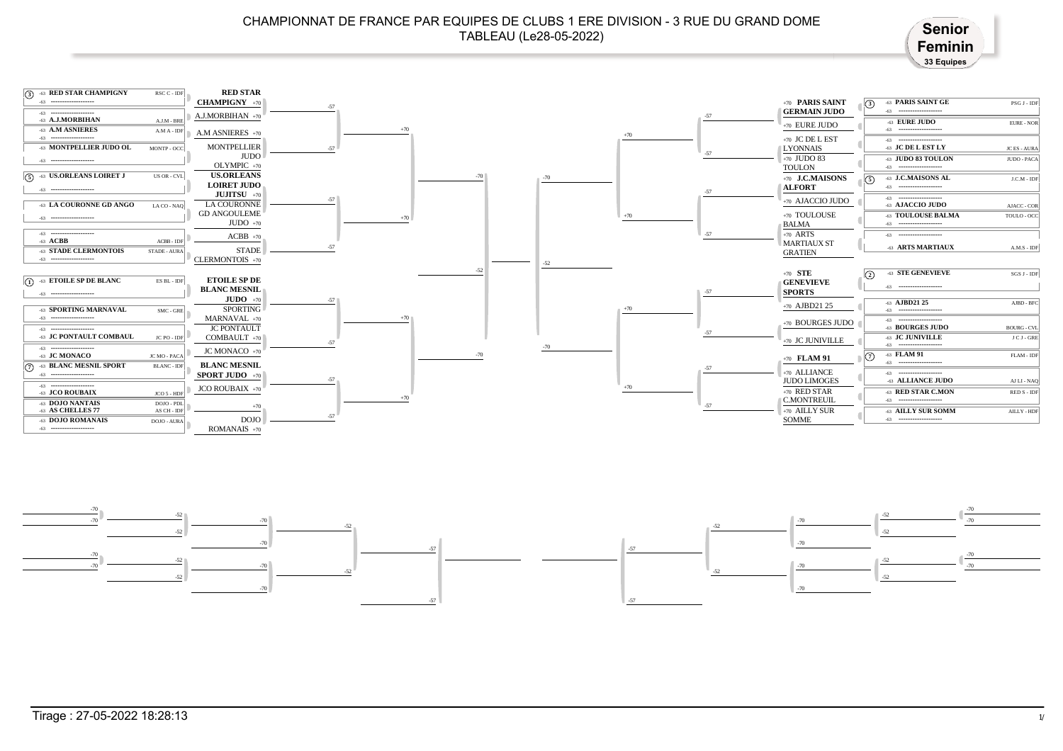# CHAMPIONNAT DE FRANCE PAR EQUIPES DE CLUBS 1 ERE DIVISION - 3 RUE DU GRAND DOME

## TABLEAU (Le28-05-2022)

**Senior Feminin**
**33 Equipes**

### Partie gauche du tableau

| Seed | Équipe (-63) | Club | Tour suivant (+70) |
|---|---|---|---|
| 3 | RED STAR CHAMPIGNY | RSC C - IDF | RED STAR CHAMPIGNY +70 |
| | A.J.MORBIHAN | A.J.M - BRE | A.J.MORBIHAN +70 |
| | A.M ASNIERES | A.M A - IDF | A.M ASNIERES +70 |
| | MONTPELLIER JUDO OL | MONTP - OCC | MONTPELLIER JUDO OLYMPIC +70 |
| 5 | US.ORLEANS LOIRET J | US OR - CVL | US.ORLEANS LOIRET JUDO JUJITSU +70 |
| | LA COURONNE GD ANGO | LA CO - NAQ | LA COURONNE GD ANGOULEME JUDO +70 |
| | ACBB | ACBB - IDF | ACBB +70 |
| | STADE CLERMONTOIS | STADE - AURA | STADE CLERMONTOIS +70 |
| 1 | ETOILE SP DE BLANC | ES BL - IDF | ETOILE SP DE BLANC MESNIL JUDO +70 |
| | SPORTING MARNAVAL | SMC - GRE | SPORTING MARNAVAL +70 |
| | JC PONTAULT COMBAUL | JC PO - IDF | JC PONTAULT COMBAULT +70 |
| | JC MONACO | JC MO - PACA | JC MONACO +70 |
| 7 | BLANC MESNIL SPORT | BLANC - IDF | BLANC MESNIL SPORT JUDO +70 |
| | JCO ROUBAIX | JCO 5 - HDF | JCO ROUBAIX +70 |
| | DOJO NANTAIS | DOJO - PDL | |
| | AS CHELLES 77 | AS CH - IDF | +70 |
| | DOJO ROMANAIS | DOJO - AURA | DOJO ROMANAIS +70 |

### Partie droite du tableau

| Seed | Équipe (-63) | Club | Tour suivant (+70) |
|---|---|---|---|
| 3 | PARIS SAINT GE | PSG J - IDF | PARIS SAINT GERMAIN JUDO +70 |
| | EURE JUDO | EURE - NOR | EURE JUDO +70 |
| | JC DE L EST LY | JC ES - AURA | JC DE L EST LYONNAIS +70 |
| | JUDO 83 TOULON | JUDO - PACA | JUDO 83 TOULON +70 |
| 5 | J.C.MAISONS AL | J.C.M - IDF | J.C.MAISONS ALFORT +70 |
| | AJACCIO JUDO | AJACC - COR | AJACCIO JUDO +70 |
| | TOULOUSE BALMA | TOULO - OCC | TOULOUSE BALMA +70 |
| | ARTS MARTIAUX | A.M.S - IDF | ARTS MARTIAUX ST GRATIEN +70 |
| 2 | STE GENEVIEVE | SGS J - IDF | STE GENEVIEVE SPORTS +70 |
| | AJBD21 25 | AJBD - BFC | AJBD21 25 +70 |
| | BOURGES JUDO | BOURG - CVL | BOURGES JUDO +70 |
| | JC JUNIVILLE | J C J - GRE | JC JUNIVILLE +70 |
| 7 | FLAM 91 | FLAM - IDF | FLAM 91 +70 |
| | ALLIANCE JUDO | AJ LI - NAQ | ALLIANCE JUDO LIMOGES +70 |
| | RED STAR C.MON | RED S - IDF | RED STAR C.MONTREUIL +70 |
| | AILLY SUR SOMM | AILLY - HDF | AILLY SUR SOMME +70 |

Tirage : 27-05-2022 18:28:13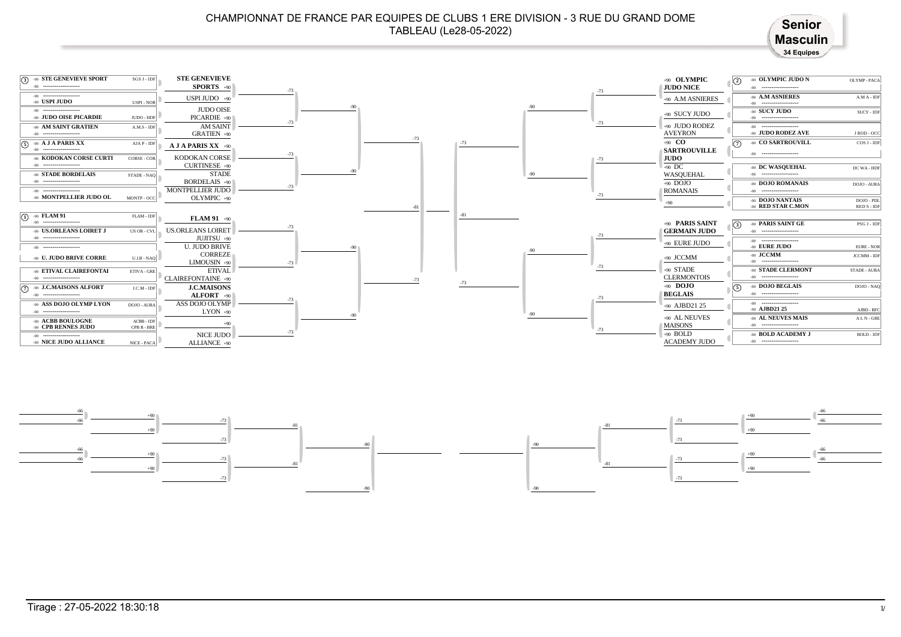# CHAMPIONNAT DE FRANCE PAR EQUIPES DE CLUBS 1 ERE DIVISION - 3 RUE DU GRAND DOME

## TABLEAU (Le28-05-2022)

**Senior Masculin**
**34 Equipes**

### Partie gauche

| Seed | Catégorie | Équipe | Club | Tour 1 |
|---|---|---|---|---|
| 3 | -90 | STE GENEVIEVE SPORT | SGS J - IDF | STE GENEVIEVE SPORTS +90 |
| | -90 | ------------------- | | |
| | -90 | ------------------- | | USPI JUDO +90 |
| | +90 | USPI JUDO | USPI - NOR | |
| | -90 | ------------------- | | JUDO OISE PICARDIE +90 |
| | -90 | JUDO OISE PICARDIE | JUDO - HDF | |
| | -90 | AM SAINT GRATIEN | A.M.S - IDF | AM SAINT GRATIEN +90 |
| | -90 | ------------------- | | |
| 5 | -90 | A J A PARIS XX | AJA P - IDF | A J A PARIS XX +90 |
| | -90 | ------------------- | | |
| | -90 | KODOKAN CORSE CURTI | CORSE - COR | KODOKAN CORSE CURTINESE +90 |
| | -90 | ------------------- | | |
| | -90 | STADE BORDELAIS | STADE - NAQ | STADE BORDELAIS +90 |
| | -90 | ------------------- | | |
| | -90 | ------------------- | | MONTPELLIER JUDO OLYMPIC +90 |
| | -90 | MONTPELLIER JUDO OL | MONTP - OCC | |
| 1 | -90 | FLAM 91 | FLAM - IDF | FLAM 91 +90 |
| | -90 | ------------------- | | |
| | -90 | US.ORLEANS LOIRET J | US OR - CVL | US.ORLEANS LOIRET JUJITSU +90 |
| | -90 | ------------------- | | |
| | -90 | ------------------- | | U. JUDO BRIVE CORREZE LIMOUSIN +90 |
| | -90 | U. JUDO BRIVE CORRE | U.J.B - NAQ | |
| | -90 | ETIVAL CLAIREFONTAI | ETIVA - GRE | ETIVAL CLAIREFONTAINE +90 |
| | -90 | ------------------- | | |
| 7 | -90 | J.C.MAISONS ALFORT | J.C.M - IDF | J.C.MAISONS ALFORT +90 |
| | -90 | ------------------- | | |
| | -90 | ASS DOJO OLYMP LYON | DOJO - AURA | ASS DOJO OLYMP LYON +90 |
| | -90 | ------------------- | | |
| | -90 | ACBB BOULOGNE | ACBB - IDF | +90 |
| | -90 | CPB RENNES JUDO | CPB R - BRE | |
| | -90 | ------------------- | | NICE JUDO ALLIANCE +90 |
| | -90 | NICE JUDO ALLIANCE | NICE - PACA | |

### Partie droite

| Tour 1 | Seed | Catégorie | Équipe | Club |
|---|---|---|---|---|
| +90 OLYMPIC JUDO NICE | 2 | -90 | OLYMPIC JUDO N | OLYMP - PACA |
| | | -90 | ------------------- | |
| +90 A.M ASNIERES | | -90 | A.M ASNIERES | A.M A - IDF |
| | | -90 | ------------------- | |
| +90 SUCY JUDO | | -90 | SUCY JUDO | SUCY - IDF |
| | | -90 | ------------------- | |
| +90 JUDO RODEZ AVEYRON | | -90 | ------------------- | |
| | | -90 | JUDO RODEZ AVE | J ROD - OCC |
| +90 CO SARTROUVILLE JUDO | 7 | -90 | CO SARTROUVILL | COS J - IDF |
| | | -90 | ------------------- | |
| +90 DC WASQUEHAL | | -90 | DC WASQUEHAL | DC WA - HDF |
| | | -90 | ------------------- | |
| +90 DOJO ROMANAIS | | -90 | DOJO ROMANAIS | DOJO - AURA |
| | | -90 | ------------------- | |
| +90 | | -90 | DOJO NANTAIS | DOJO - PDL |
| | | -90 | RED STAR C.MON | RED S - IDF |
| +90 PARIS SAINT GERMAIN JUDO | 3 | -90 | PARIS SAINT GE | PSG J - IDF |
| | | -90 | ------------------- | |
| +90 EURE JUDO | | -90 | ------------------- | |
| | | -90 | EURE JUDO | EURE - NOR |
| +90 JCCMM | | -90 | JCCMM | JCCMM - IDF |
| | | -90 | ------------------- | |
| +90 STADE CLERMONTOIS | | -90 | STADE CLERMONT | STADE - AURA |
| | | -90 | ------------------- | |
| +90 DOJO BEGLAIS | 5 | -90 | DOJO BEGLAIS | DOJO - NAQ |
| | | -90 | ------------------- | |
| +90 AJBD21 25 | | -90 | ------------------- | |
| | | -90 | AJBD21 25 | AJBD - BFC |
| +90 AL NEUVES MAISONS | | -90 | AL NEUVES MAIS | A L N - GRE |
| | | -90 | ------------------- | |
| +90 BOLD ACADEMY JUDO | | -90 | BOLD ACADEMY J | BOLD - IDF |
| | | -90 | ------------------- | |

-73 -90 -73 -81 -73 -90 -73 -90 -81 -73

-66 -66 +90 +90 -73 -73 -81 -90 -66 -66 +90 +90 -73 -73 -81 -90

-90 -90 -81 -81 -73 -73 -73 -73 +90 +90 +90 +90 -66 -66 -66 -66

Tirage : 27-05-2022 18:30:18